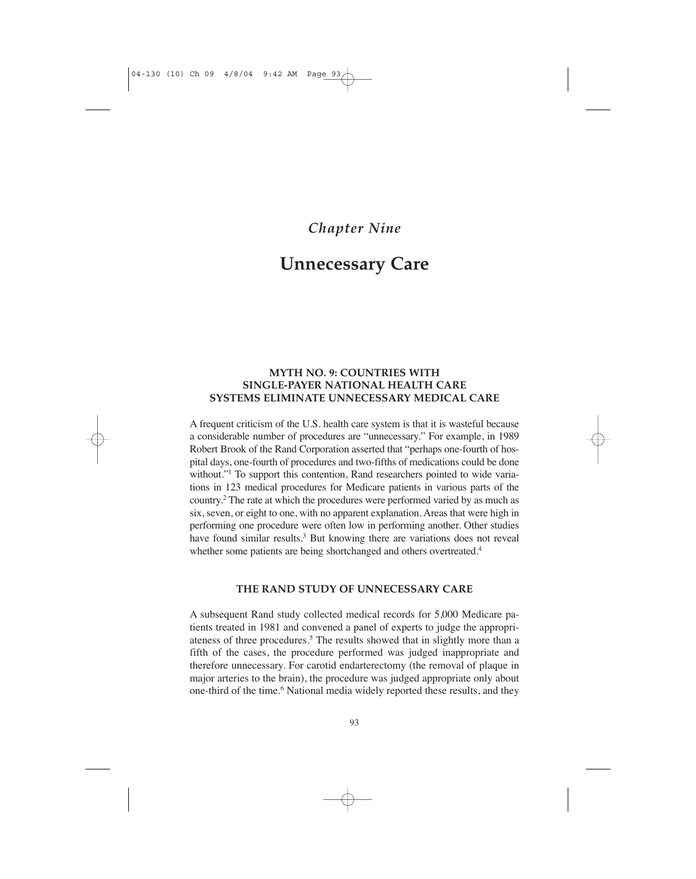## *Chapter Nine*

# Unnecessary Care

### MYTH NO. 9: COUNTRIES WITH SINGLE-PAYER NATIONAL HEALTH CARE SYSTEMS ELIMINATE UNNECESSARY MEDICAL CARE

A frequent criticism of the U.S. health care system is that it is wasteful because a considerable number of procedures are "unnecessary." For example, in 1989 Robert Brook of the Rand Corporation asserted that "perhaps one-fourth of hospital days, one-fourth of procedures and two-fifths of medications could be done without."[1] To support this contention, Rand researchers pointed to wide variations in 123 medical procedures for Medicare patients in various parts of the country.[2] The rate at which the procedures were performed varied by as much as six, seven, or eight to one, with no apparent explanation. Areas that were high in performing one procedure were often low in performing another. Other studies have found similar results.[3] But knowing there are variations does not reveal whether some patients are being shortchanged and others overtreated.[4]

### THE RAND STUDY OF UNNECESSARY CARE

A subsequent Rand study collected medical records for 5,000 Medicare patients treated in 1981 and convened a panel of experts to judge the appropriateness of three procedures.[5] The results showed that in slightly more than a fifth of the cases, the procedure performed was judged inappropriate and therefore unnecessary. For carotid endarterectomy (the removal of plaque in major arteries to the brain), the procedure was judged appropriate only about one-third of the time.[6] National media widely reported these results, and they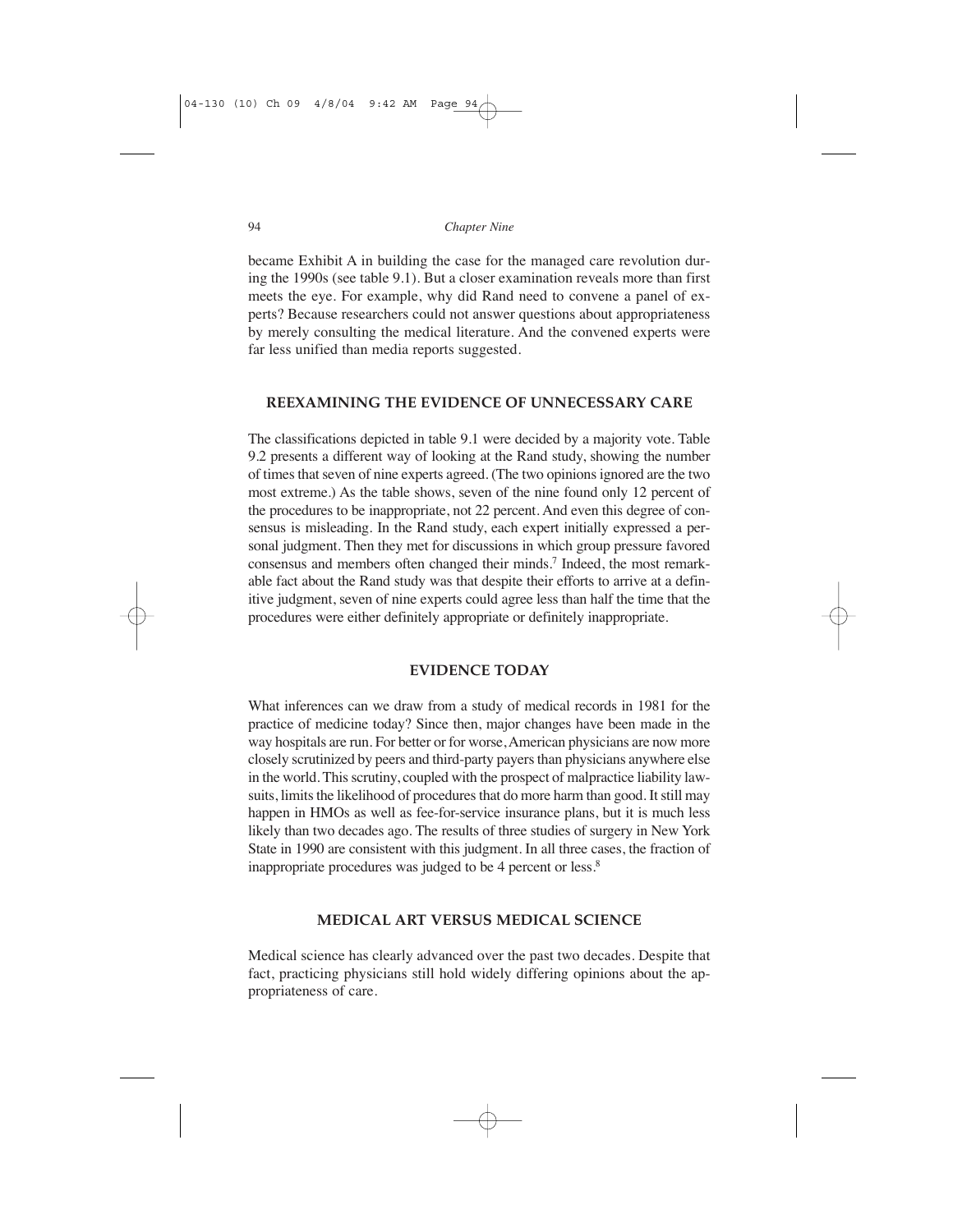became Exhibit A in building the case for the managed care revolution during the 1990s (see table 9.1). But a closer examination reveals more than first meets the eye. For example, why did Rand need to convene a panel of experts? Because researchers could not answer questions about appropriateness by merely consulting the medical literature. And the convened experts were far less unified than media reports suggested.

## REEXAMINING THE EVIDENCE OF UNNECESSARY CARE

The classifications depicted in table 9.1 were decided by a majority vote. Table 9.2 presents a different way of looking at the Rand study, showing the number of times that seven of nine experts agreed. (The two opinions ignored are the two most extreme.) As the table shows, seven of the nine found only 12 percent of the procedures to be inappropriate, not 22 percent. And even this degree of consensus is misleading. In the Rand study, each expert initially expressed a personal judgment. Then they met for discussions in which group pressure favored consensus and members often changed their minds.[7] Indeed, the most remarkable fact about the Rand study was that despite their efforts to arrive at a definitive judgment, seven of nine experts could agree less than half the time that the procedures were either definitely appropriate or definitely inappropriate.

## EVIDENCE TODAY

What inferences can we draw from a study of medical records in 1981 for the practice of medicine today? Since then, major changes have been made in the way hospitals are run. For better or for worse, American physicians are now more closely scrutinized by peers and third-party payers than physicians anywhere else in the world. This scrutiny, coupled with the prospect of malpractice liability lawsuits, limits the likelihood of procedures that do more harm than good. It still may happen in HMOs as well as fee-for-service insurance plans, but it is much less likely than two decades ago. The results of three studies of surgery in New York State in 1990 are consistent with this judgment. In all three cases, the fraction of inappropriate procedures was judged to be 4 percent or less.[8]

## MEDICAL ART VERSUS MEDICAL SCIENCE

Medical science has clearly advanced over the past two decades. Despite that fact, practicing physicians still hold widely differing opinions about the appropriateness of care.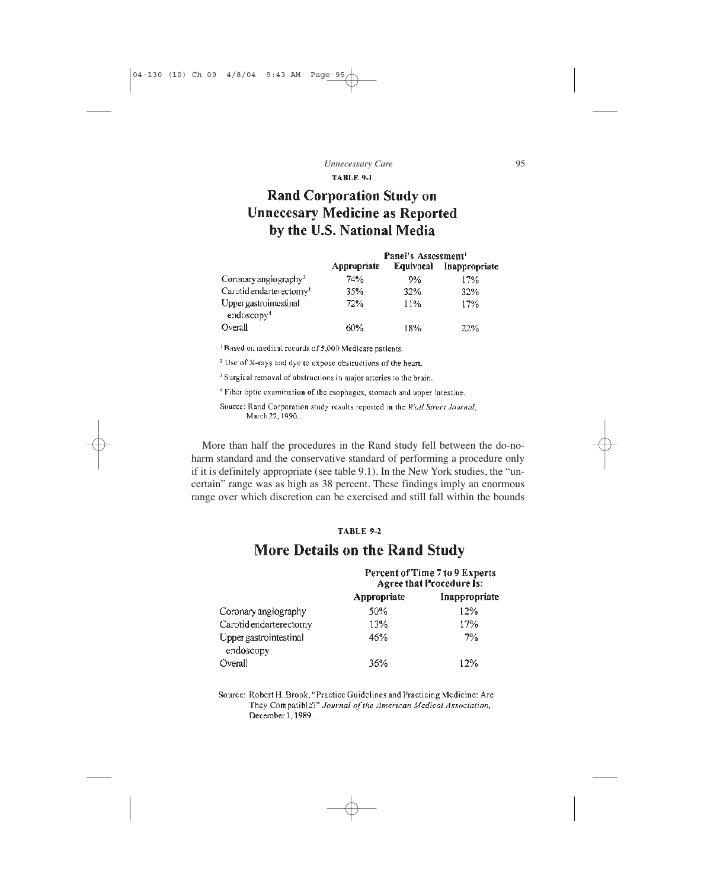TABLE 9-1

## Rand Corporation Study on Unnecesary Medicine as Reported by the U.S. National Media

| | Panel's Assessment[1] | | |
|---|---|---|---|
| | Appropriate | Equivocal | Inappropriate |
| Coronary angiography[2] | 74% | 9% | 17% |
| Carotid endarterectomy[3] | 35% | 32% | 32% |
| Upper gastrointestinal endoscopy[4] | 72% | 11% | 17% |
| Overall | 60% | 18% | 22% |

[1] Based on medical records of 5,000 Medicare patients.

[2] Use of X-rays and dye to expose obstructions of the heart.

[3] Surgical removal of obstructions in major arteries to the brain.

[4] Fiber optic examination of the esophagus, stomach and upper intestine.

Source: Rand Corporation study results reported in the *Wall Street Journal*, March 22, 1990.

More than half the procedures in the Rand study fell between the do-no-harm standard and the conservative standard of performing a procedure only if it is definitely appropriate (see table 9.1). In the New York studies, the "uncertain" range was as high as 38 percent. These findings imply an enormous range over which discretion can be exercised and still fall within the bounds

TABLE 9-2

## More Details on the Rand Study

| | Percent of Time 7 to 9 Experts Agree that Procedure Is: | |
|---|---|---|
| | Appropriate | Inappropriate |
| Coronary angiography | 50% | 12% |
| Carotid endarterectomy | 13% | 17% |
| Upper gastrointestinal endoscopy | 46% | 7% |
| Overall | 36% | 12% |

Source: Robert H. Brook, "Practice Guidelines and Practicing Medicine: Are They Compatible?" *Journal of the American Medical Association*, December 1, 1989.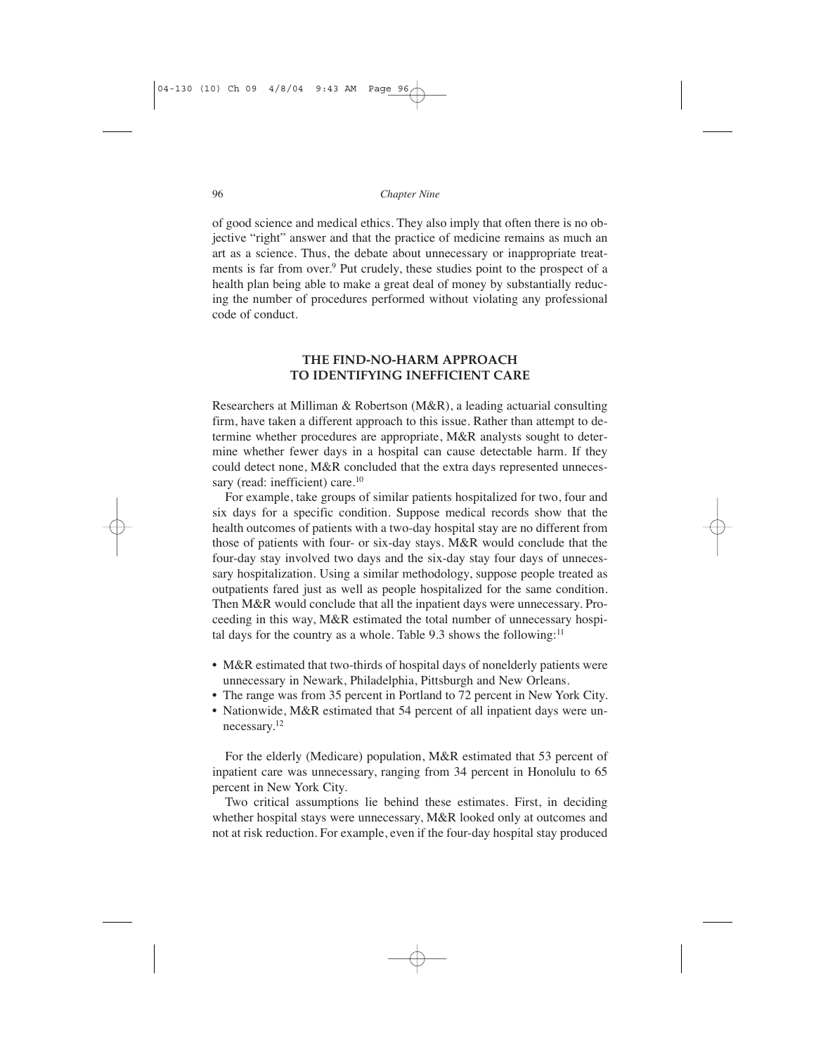of good science and medical ethics. They also imply that often there is no objective "right" answer and that the practice of medicine remains as much an art as a science. Thus, the debate about unnecessary or inappropriate treatments is far from over.[9] Put crudely, these studies point to the prospect of a health plan being able to make a great deal of money by substantially reducing the number of procedures performed without violating any professional code of conduct.

## THE FIND-NO-HARM APPROACH TO IDENTIFYING INEFFICIENT CARE

Researchers at Milliman & Robertson (M&R), a leading actuarial consulting firm, have taken a different approach to this issue. Rather than attempt to determine whether procedures are appropriate, M&R analysts sought to determine whether fewer days in a hospital can cause detectable harm. If they could detect none, M&R concluded that the extra days represented unnecessary (read: inefficient) care.[10]

For example, take groups of similar patients hospitalized for two, four and six days for a specific condition. Suppose medical records show that the health outcomes of patients with a two-day hospital stay are no different from those of patients with four- or six-day stays. M&R would conclude that the four-day stay involved two days and the six-day stay four days of unnecessary hospitalization. Using a similar methodology, suppose people treated as outpatients fared just as well as people hospitalized for the same condition. Then M&R would conclude that all the inpatient days were unnecessary. Proceeding in this way, M&R estimated the total number of unnecessary hospital days for the country as a whole. Table 9.3 shows the following:[11]

- M&R estimated that two-thirds of hospital days of nonelderly patients were unnecessary in Newark, Philadelphia, Pittsburgh and New Orleans.
- The range was from 35 percent in Portland to 72 percent in New York City.
- Nationwide, M&R estimated that 54 percent of all inpatient days were unnecessary.[12]

For the elderly (Medicare) population, M&R estimated that 53 percent of inpatient care was unnecessary, ranging from 34 percent in Honolulu to 65 percent in New York City.

Two critical assumptions lie behind these estimates. First, in deciding whether hospital stays were unnecessary, M&R looked only at outcomes and not at risk reduction. For example, even if the four-day hospital stay produced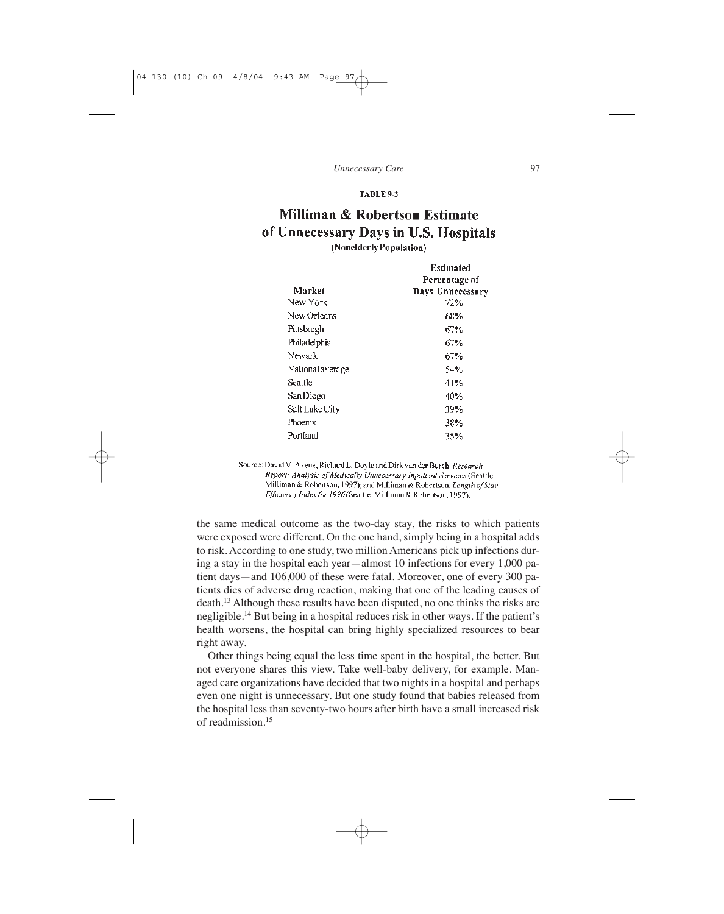**TABLE 9-3**

## Milliman & Robertson Estimate of Unnecessary Days in U.S. Hospitals

(Nonelderly Population)

| Market | Estimated Percentage of Days Unnecessary |
|---|---|
| New York | 72% |
| New Orleans | 68% |
| Pittsburgh | 67% |
| Philadelphia | 67% |
| Newark | 67% |
| National average | 54% |
| Seattle | 41% |
| San Diego | 40% |
| Salt Lake City | 39% |
| Phoenix | 38% |
| Portland | 35% |

Source: David V. Axene, Richard L. Doyle and Dirk van der Burch, *Research Report: Analysis of Medically Unnecessary Inpatient Services* (Seattle: Milliman & Robertson, 1997); and Milliman & Robertson, *Length of Stay Efficiency Index for 1996* (Seattle: Milliman & Robertson, 1997).

the same medical outcome as the two-day stay, the risks to which patients were exposed were different. On the one hand, simply being in a hospital adds to risk. According to one study, two million Americans pick up infections during a stay in the hospital each year—almost 10 infections for every 1,000 patient days—and 106,000 of these were fatal. Moreover, one of every 300 patients dies of adverse drug reaction, making that one of the leading causes of death.[13] Although these results have been disputed, no one thinks the risks are negligible.[14] But being in a hospital reduces risk in other ways. If the patient's health worsens, the hospital can bring highly specialized resources to bear right away.

Other things being equal the less time spent in the hospital, the better. But not everyone shares this view. Take well-baby delivery, for example. Managed care organizations have decided that two nights in a hospital and perhaps even one night is unnecessary. But one study found that babies released from the hospital less than seventy-two hours after birth have a small increased risk of readmission.[15]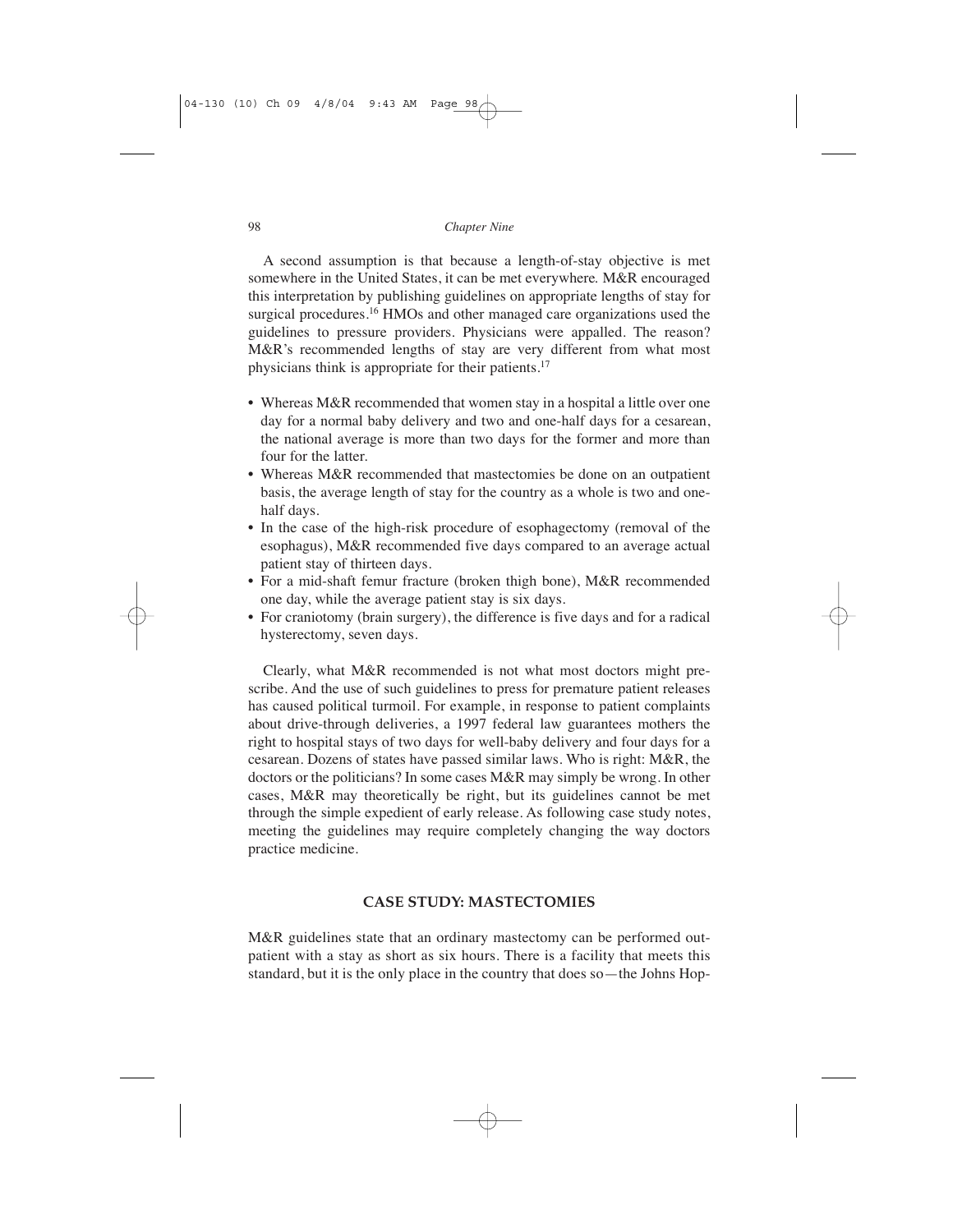A second assumption is that because a length-of-stay objective is met somewhere in the United States, it can be met everywhere. M&R encouraged this interpretation by publishing guidelines on appropriate lengths of stay for surgical procedures.[16] HMOs and other managed care organizations used the guidelines to pressure providers. Physicians were appalled. The reason? M&R's recommended lengths of stay are very different from what most physicians think is appropriate for their patients.[17]

- Whereas M&R recommended that women stay in a hospital a little over one day for a normal baby delivery and two and one-half days for a cesarean, the national average is more than two days for the former and more than four for the latter.
- Whereas M&R recommended that mastectomies be done on an outpatient basis, the average length of stay for the country as a whole is two and one-half days.
- In the case of the high-risk procedure of esophagectomy (removal of the esophagus), M&R recommended five days compared to an average actual patient stay of thirteen days.
- For a mid-shaft femur fracture (broken thigh bone), M&R recommended one day, while the average patient stay is six days.
- For craniotomy (brain surgery), the difference is five days and for a radical hysterectomy, seven days.

Clearly, what M&R recommended is not what most doctors might prescribe. And the use of such guidelines to press for premature patient releases has caused political turmoil. For example, in response to patient complaints about drive-through deliveries, a 1997 federal law guarantees mothers the right to hospital stays of two days for well-baby delivery and four days for a cesarean. Dozens of states have passed similar laws. Who is right: M&R, the doctors or the politicians? In some cases M&R may simply be wrong. In other cases, M&R may theoretically be right, but its guidelines cannot be met through the simple expedient of early release. As following case study notes, meeting the guidelines may require completely changing the way doctors practice medicine.

## CASE STUDY: MASTECTOMIES

M&R guidelines state that an ordinary mastectomy can be performed outpatient with a stay as short as six hours. There is a facility that meets this standard, but it is the only place in the country that does so—the Johns Hop-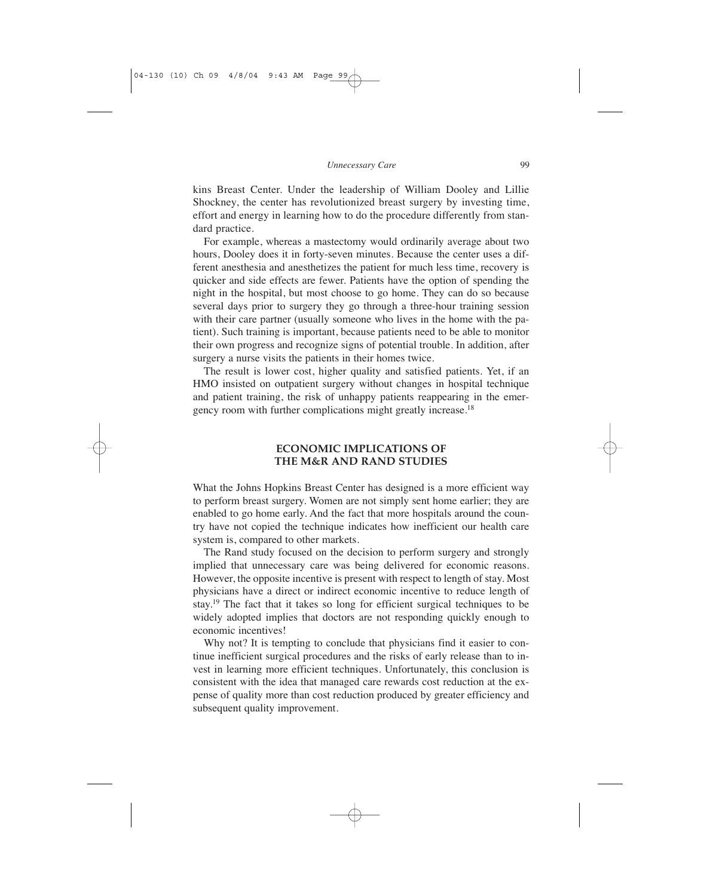kins Breast Center. Under the leadership of William Dooley and Lillie Shockney, the center has revolutionized breast surgery by investing time, effort and energy in learning how to do the procedure differently from standard practice.

For example, whereas a mastectomy would ordinarily average about two hours, Dooley does it in forty-seven minutes. Because the center uses a different anesthesia and anesthetizes the patient for much less time, recovery is quicker and side effects are fewer. Patients have the option of spending the night in the hospital, but most choose to go home. They can do so because several days prior to surgery they go through a three-hour training session with their care partner (usually someone who lives in the home with the patient). Such training is important, because patients need to be able to monitor their own progress and recognize signs of potential trouble. In addition, after surgery a nurse visits the patients in their homes twice.

The result is lower cost, higher quality and satisfied patients. Yet, if an HMO insisted on outpatient surgery without changes in hospital technique and patient training, the risk of unhappy patients reappearing in the emergency room with further complications might greatly increase.[18]

## ECONOMIC IMPLICATIONS OF THE M&R AND RAND STUDIES

What the Johns Hopkins Breast Center has designed is a more efficient way to perform breast surgery. Women are not simply sent home earlier; they are enabled to go home early. And the fact that more hospitals around the country have not copied the technique indicates how inefficient our health care system is, compared to other markets.

The Rand study focused on the decision to perform surgery and strongly implied that unnecessary care was being delivered for economic reasons. However, the opposite incentive is present with respect to length of stay. Most physicians have a direct or indirect economic incentive to reduce length of stay.[19] The fact that it takes so long for efficient surgical techniques to be widely adopted implies that doctors are not responding quickly enough to economic incentives!

Why not? It is tempting to conclude that physicians find it easier to continue inefficient surgical procedures and the risks of early release than to invest in learning more efficient techniques. Unfortunately, this conclusion is consistent with the idea that managed care rewards cost reduction at the expense of quality more than cost reduction produced by greater efficiency and subsequent quality improvement.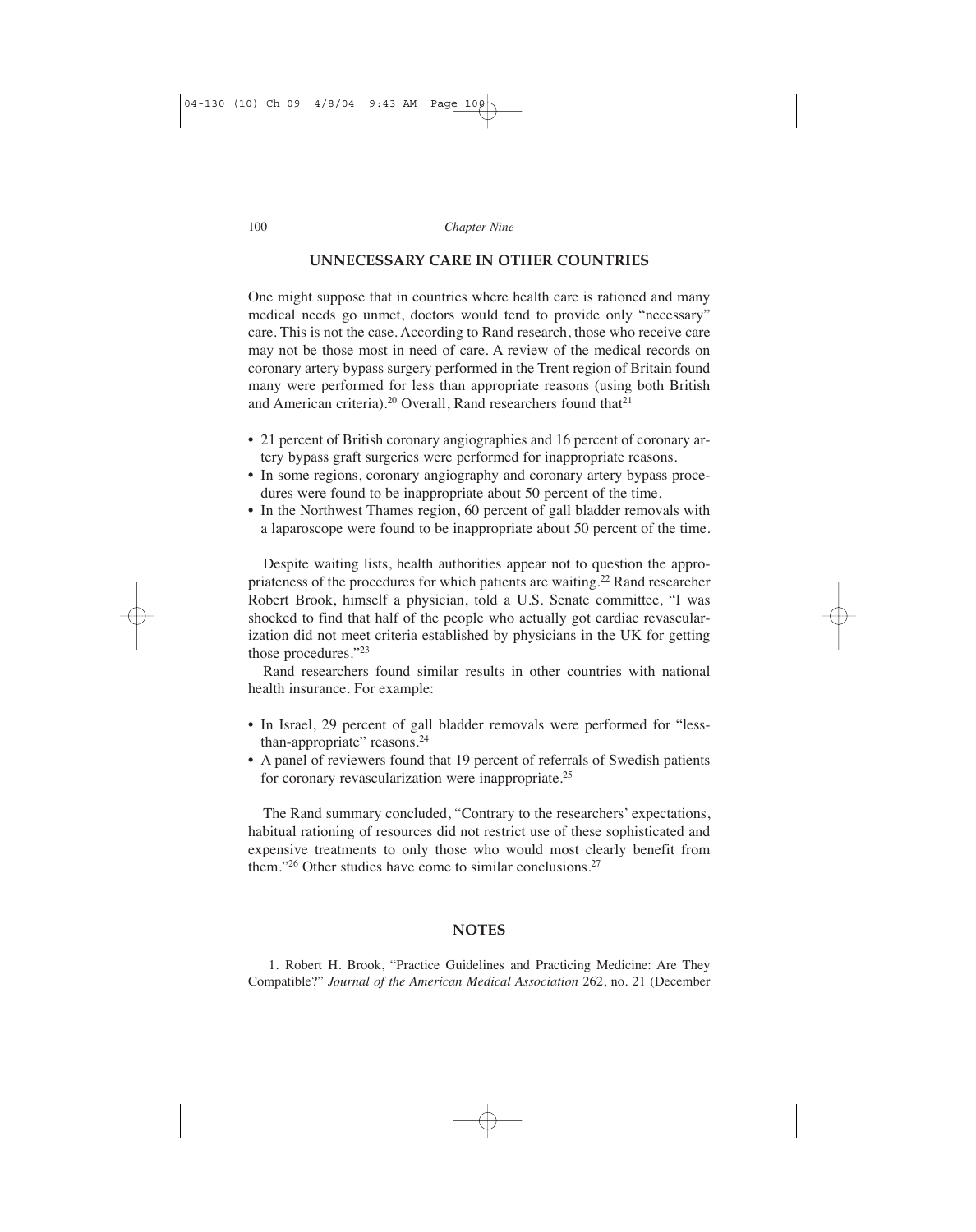## UNNECESSARY CARE IN OTHER COUNTRIES

One might suppose that in countries where health care is rationed and many medical needs go unmet, doctors would tend to provide only "necessary" care. This is not the case. According to Rand research, those who receive care may not be those most in need of care. A review of the medical records on coronary artery bypass surgery performed in the Trent region of Britain found many were performed for less than appropriate reasons (using both British and American criteria).[20] Overall, Rand researchers found that[21]

- 21 percent of British coronary angiographies and 16 percent of coronary artery bypass graft surgeries were performed for inappropriate reasons.
- In some regions, coronary angiography and coronary artery bypass procedures were found to be inappropriate about 50 percent of the time.
- In the Northwest Thames region, 60 percent of gall bladder removals with a laparoscope were found to be inappropriate about 50 percent of the time.

Despite waiting lists, health authorities appear not to question the appropriateness of the procedures for which patients are waiting.[22] Rand researcher Robert Brook, himself a physician, told a U.S. Senate committee, "I was shocked to find that half of the people who actually got cardiac revascularization did not meet criteria established by physicians in the UK for getting those procedures."[23]

Rand researchers found similar results in other countries with national health insurance. For example:

- In Israel, 29 percent of gall bladder removals were performed for "less-than-appropriate" reasons.[24]
- A panel of reviewers found that 19 percent of referrals of Swedish patients for coronary revascularization were inappropriate.[25]

The Rand summary concluded, "Contrary to the researchers' expectations, habitual rationing of resources did not restrict use of these sophisticated and expensive treatments to only those who would most clearly benefit from them."[26] Other studies have come to similar conclusions.[27]

## NOTES

1. Robert H. Brook, "Practice Guidelines and Practicing Medicine: Are They Compatible?" *Journal of the American Medical Association* 262, no. 21 (December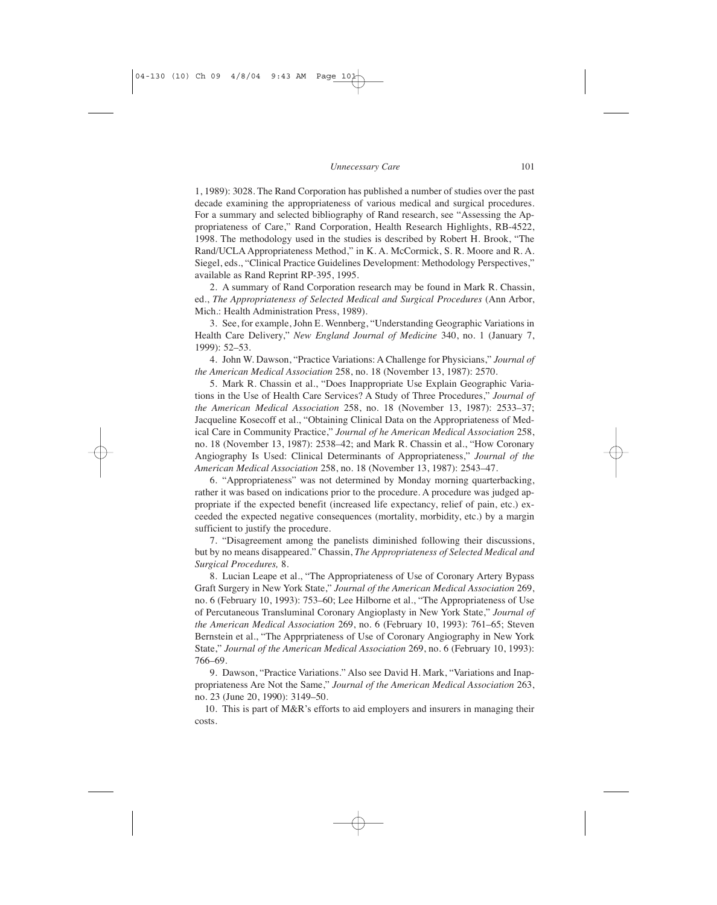1, 1989): 3028. The Rand Corporation has published a number of studies over the past decade examining the appropriateness of various medical and surgical procedures. For a summary and selected bibliography of Rand research, see "Assessing the Appropriateness of Care," Rand Corporation, Health Research Highlights, RB-4522, 1998. The methodology used in the studies is described by Robert H. Brook, "The Rand/UCLA Appropriateness Method," in K. A. McCormick, S. R. Moore and R. A. Siegel, eds., "Clinical Practice Guidelines Development: Methodology Perspectives," available as Rand Reprint RP-395, 1995.

2. A summary of Rand Corporation research may be found in Mark R. Chassin, ed., *The Appropriateness of Selected Medical and Surgical Procedures* (Ann Arbor, Mich.: Health Administration Press, 1989).

3. See, for example, John E. Wennberg, "Understanding Geographic Variations in Health Care Delivery," *New England Journal of Medicine* 340, no. 1 (January 7, 1999): 52–53.

4. John W. Dawson, "Practice Variations: A Challenge for Physicians," *Journal of the American Medical Association* 258, no. 18 (November 13, 1987): 2570.

5. Mark R. Chassin et al., "Does Inappropriate Use Explain Geographic Variations in the Use of Health Care Services? A Study of Three Procedures," *Journal of the American Medical Association* 258, no. 18 (November 13, 1987): 2533–37; Jacqueline Kosecoff et al., "Obtaining Clinical Data on the Appropriateness of Medical Care in Community Practice," *Journal of he American Medical Association* 258, no. 18 (November 13, 1987): 2538–42; and Mark R. Chassin et al., "How Coronary Angiography Is Used: Clinical Determinants of Appropriateness," *Journal of the American Medical Association* 258, no. 18 (November 13, 1987): 2543–47.

6. "Appropriateness" was not determined by Monday morning quarterbacking, rather it was based on indications prior to the procedure. A procedure was judged appropriate if the expected benefit (increased life expectancy, relief of pain, etc.) exceeded the expected negative consequences (mortality, morbidity, etc.) by a margin sufficient to justify the procedure.

7. "Disagreement among the panelists diminished following their discussions, but by no means disappeared." Chassin, *The Appropriateness of Selected Medical and Surgical Procedures,* 8.

8. Lucian Leape et al., "The Appropriateness of Use of Coronary Artery Bypass Graft Surgery in New York State," *Journal of the American Medical Association* 269, no. 6 (February 10, 1993): 753–60; Lee Hilborne et al., "The Appropriateness of Use of Percutaneous Transluminal Coronary Angioplasty in New York State," *Journal of the American Medical Association* 269, no. 6 (February 10, 1993): 761–65; Steven Bernstein et al., "The Apprpriateness of Use of Coronary Angiography in New York State," *Journal of the American Medical Association* 269, no. 6 (February 10, 1993): 766–69.

9. Dawson, "Practice Variations." Also see David H. Mark, "Variations and Inappropriateness Are Not the Same," *Journal of the American Medical Association* 263, no. 23 (June 20, 1990): 3149–50.

10. This is part of M&R's efforts to aid employers and insurers in managing their costs.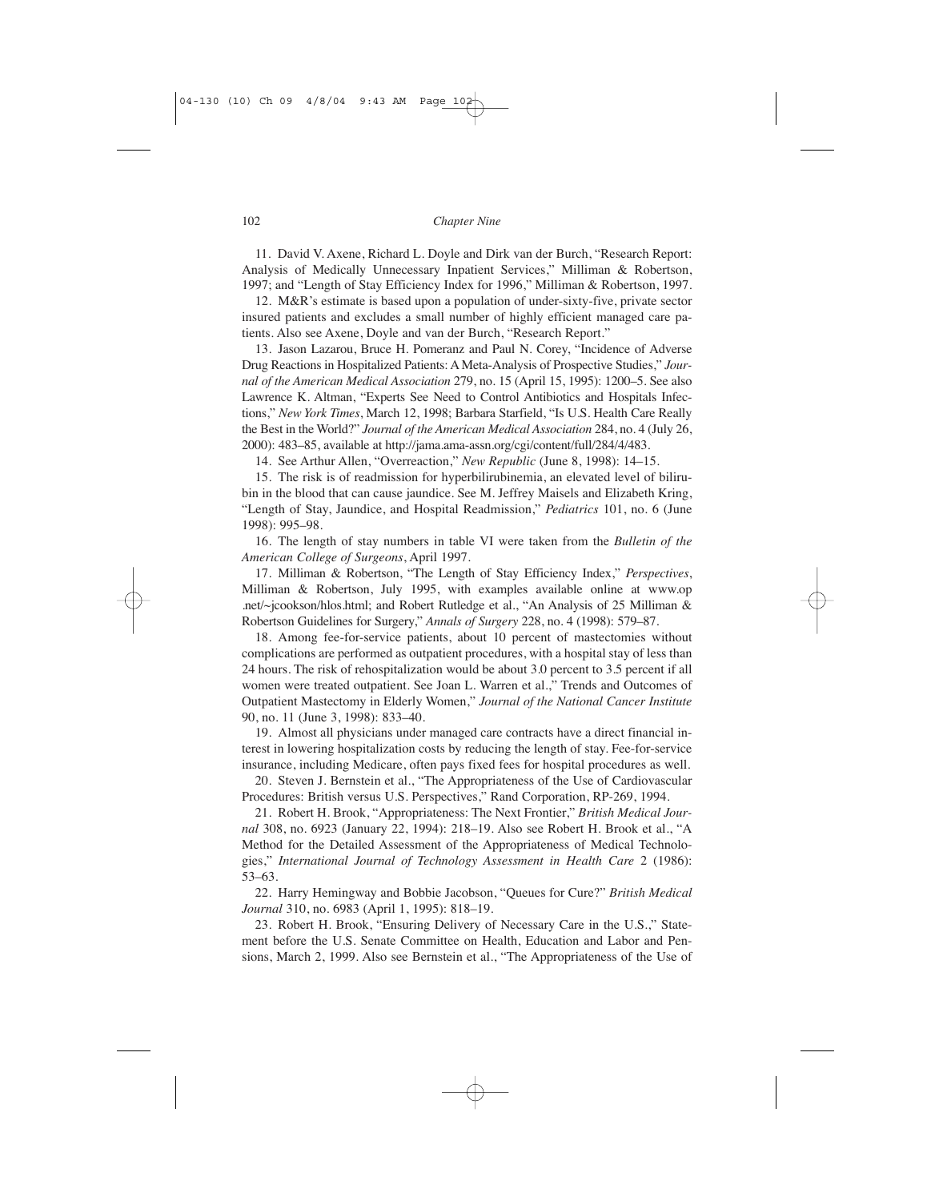11. David V. Axene, Richard L. Doyle and Dirk van der Burch, "Research Report: Analysis of Medically Unnecessary Inpatient Services," Milliman & Robertson, 1997; and "Length of Stay Efficiency Index for 1996," Milliman & Robertson, 1997.

12. M&R's estimate is based upon a population of under-sixty-five, private sector insured patients and excludes a small number of highly efficient managed care patients. Also see Axene, Doyle and van der Burch, "Research Report."

13. Jason Lazarou, Bruce H. Pomeranz and Paul N. Corey, "Incidence of Adverse Drug Reactions in Hospitalized Patients: A Meta-Analysis of Prospective Studies," *Journal of the American Medical Association* 279, no. 15 (April 15, 1995): 1200–5. See also Lawrence K. Altman, "Experts See Need to Control Antibiotics and Hospitals Infections," *New York Times*, March 12, 1998; Barbara Starfield, "Is U.S. Health Care Really the Best in the World?" *Journal of the American Medical Association* 284, no. 4 (July 26, 2000): 483–85, available at http://jama.ama-assn.org/cgi/content/full/284/4/483.

14. See Arthur Allen, "Overreaction," *New Republic* (June 8, 1998): 14–15.

15. The risk is of readmission for hyperbilirubinemia, an elevated level of bilirubin in the blood that can cause jaundice. See M. Jeffrey Maisels and Elizabeth Kring, "Length of Stay, Jaundice, and Hospital Readmission," *Pediatrics* 101, no. 6 (June 1998): 995–98.

16. The length of stay numbers in table VI were taken from the *Bulletin of the American College of Surgeons*, April 1997.

17. Milliman & Robertson, "The Length of Stay Efficiency Index," *Perspectives*, Milliman & Robertson, July 1995, with examples available online at www.op.net/~jcookson/hlos.html; and Robert Rutledge et al., "An Analysis of 25 Milliman & Robertson Guidelines for Surgery," *Annals of Surgery* 228, no. 4 (1998): 579–87.

18. Among fee-for-service patients, about 10 percent of mastectomies without complications are performed as outpatient procedures, with a hospital stay of less than 24 hours. The risk of rehospitalization would be about 3.0 percent to 3.5 percent if all women were treated outpatient. See Joan L. Warren et al.," Trends and Outcomes of Outpatient Mastectomy in Elderly Women," *Journal of the National Cancer Institute* 90, no. 11 (June 3, 1998): 833–40.

19. Almost all physicians under managed care contracts have a direct financial interest in lowering hospitalization costs by reducing the length of stay. Fee-for-service insurance, including Medicare, often pays fixed fees for hospital procedures as well.

20. Steven J. Bernstein et al., "The Appropriateness of the Use of Cardiovascular Procedures: British versus U.S. Perspectives," Rand Corporation, RP-269, 1994.

21. Robert H. Brook, "Appropriateness: The Next Frontier," *British Medical Journal* 308, no. 6923 (January 22, 1994): 218–19. Also see Robert H. Brook et al., "A Method for the Detailed Assessment of the Appropriateness of Medical Technologies," *International Journal of Technology Assessment in Health Care* 2 (1986): 53–63.

22. Harry Hemingway and Bobbie Jacobson, "Queues for Cure?" *British Medical Journal* 310, no. 6983 (April 1, 1995): 818–19.

23. Robert H. Brook, "Ensuring Delivery of Necessary Care in the U.S.," Statement before the U.S. Senate Committee on Health, Education and Labor and Pensions, March 2, 1999. Also see Bernstein et al., "The Appropriateness of the Use of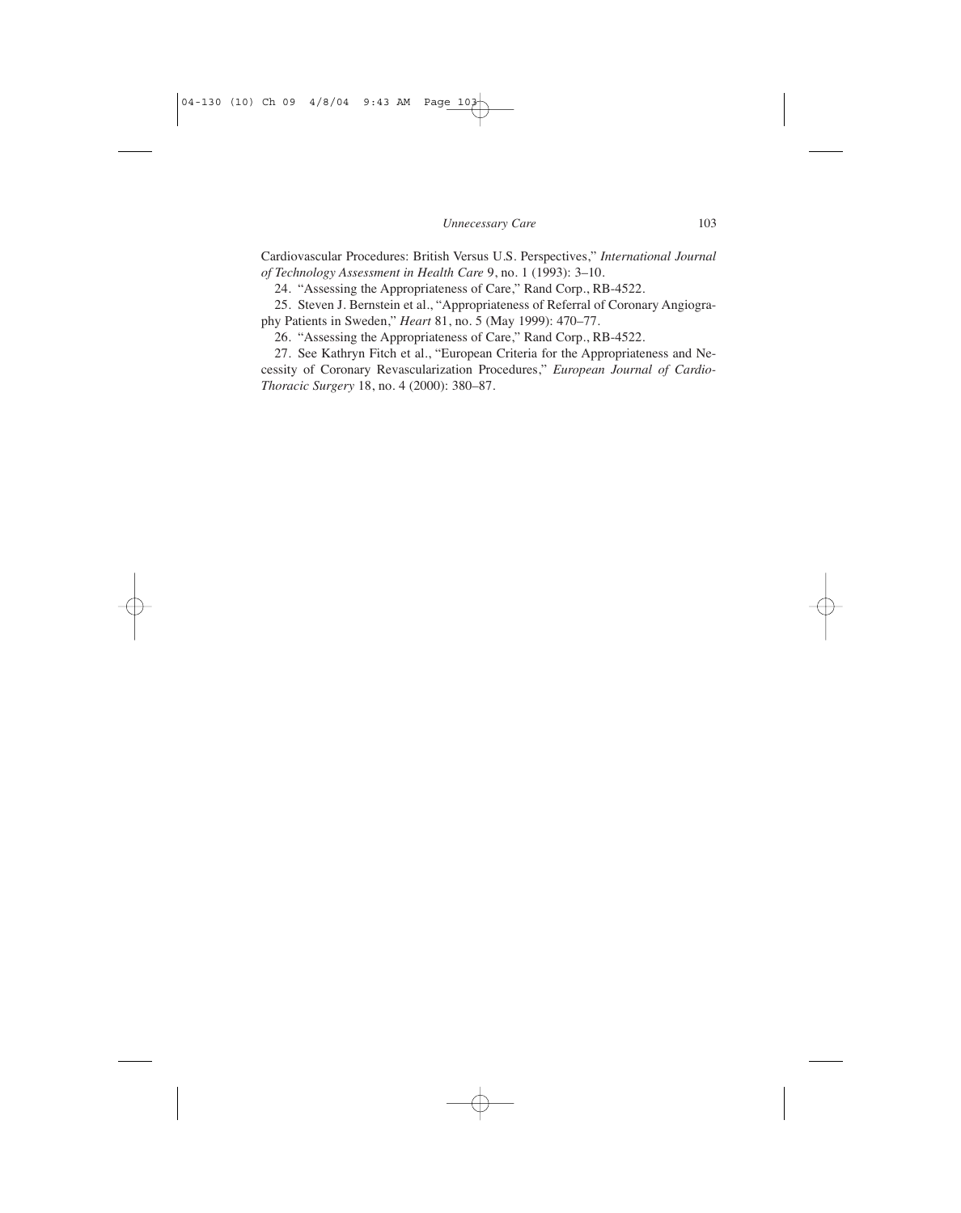Cardiovascular Procedures: British Versus U.S. Perspectives," *International Journal of Technology Assessment in Health Care* 9, no. 1 (1993): 3–10.

24. "Assessing the Appropriateness of Care," Rand Corp., RB-4522.

25. Steven J. Bernstein et al., "Appropriateness of Referral of Coronary Angiography Patients in Sweden," *Heart* 81, no. 5 (May 1999): 470–77.

26. "Assessing the Appropriateness of Care," Rand Corp., RB-4522.

27. See Kathryn Fitch et al., "European Criteria for the Appropriateness and Necessity of Coronary Revascularization Procedures," *European Journal of Cardio-Thoracic Surgery* 18, no. 4 (2000): 380–87.